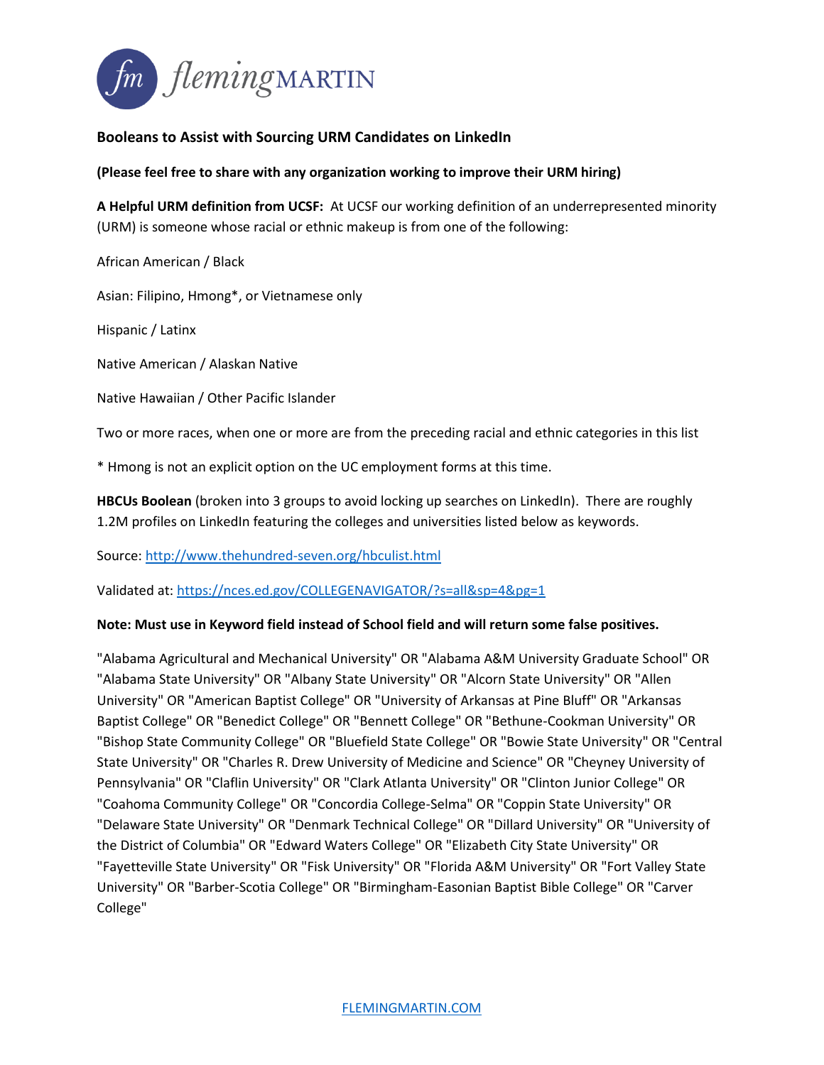**Booleans to Assist with Sourcing URM Candidates on LinkedIn**

**(Please feel free to share with any organization working to improve their URM hiring)**

**A Helpful URM definition from UCSF:** At UCSF our working definition of an underrepresented minority (URM) is someone whose racial or ethnic makeup is from one of the following:

African American / Black

Asian: Filipino, Hmong*, or Vietnamese only

Hispanic / Latinx

Native American / Alaskan Native

Native Hawaiian / Other Pacific Islander

Two or more races, when one or more are from the preceding racial and ethnic categories in this list

* Hmong is not an explicit option on the UC employment forms at this time.

**HBCUs Boolean** (broken into 3 groups to avoid locking up searches on LinkedIn). There are roughly 1.2M profiles on LinkedIn featuring the colleges and universities listed below as keywords.

Source: [http://www.thehundred-seven.org/hbculist.html](http://www.thehundred-seven.org/hbculist.html)

Validated at: [https://nces.ed.gov/COLLEGENAVIGATOR/?s=all&sp=4&pg=1](https://nces.ed.gov/COLLEGENAVIGATOR/?s=all&sp=4&pg=1)

**Note: Must use in Keyword field instead of School field and will return some false positives.**

"Alabama Agricultural and Mechanical University" OR "Alabama A&M University Graduate School" OR "Alabama State University" OR "Albany State University" OR "Alcorn State University" OR "Allen University" OR "American Baptist College" OR "University of Arkansas at Pine Bluff" OR "Arkansas Baptist College" OR "Benedict College" OR "Bennett College" OR "Bethune-Cookman University" OR "Bishop State Community College" OR "Bluefield State College" OR "Bowie State University" OR "Central State University" OR "Charles R. Drew University of Medicine and Science" OR "Cheyney University of Pennsylvania" OR "Claflin University" OR "Clark Atlanta University" OR "Clinton Junior College" OR "Coahoma Community College" OR "Concordia College-Selma" OR "Coppin State University" OR "Delaware State University" OR "Denmark Technical College" OR "Dillard University" OR "University of the District of Columbia" OR "Edward Waters College" OR "Elizabeth City State University" OR "Fayetteville State University" OR "Fisk University" OR "Florida A&M University" OR "Fort Valley State University" OR "Barber-Scotia College" OR "Birmingham-Easonian Baptist Bible College" OR "Carver College"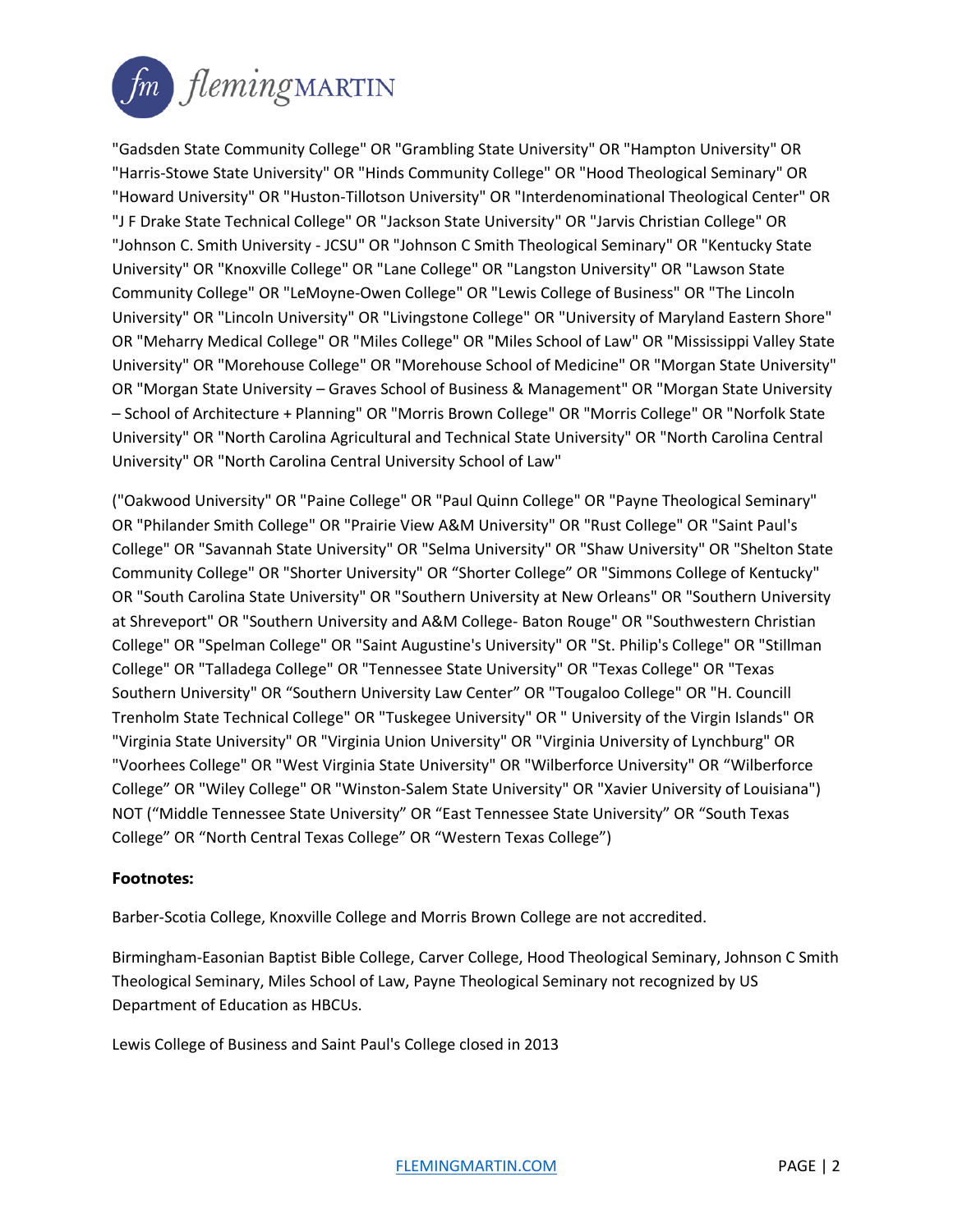"Gadsden State Community College" OR "Grambling State University" OR "Hampton University" OR "Harris-Stowe State University" OR "Hinds Community College" OR "Hood Theological Seminary" OR "Howard University" OR "Huston-Tillotson University" OR "Interdenominational Theological Center" OR "J F Drake State Technical College" OR "Jackson State University" OR "Jarvis Christian College" OR "Johnson C. Smith University - JCSU" OR "Johnson C Smith Theological Seminary" OR "Kentucky State University" OR "Knoxville College" OR "Lane College" OR "Langston University" OR "Lawson State Community College" OR "LeMoyne-Owen College" OR "Lewis College of Business" OR "The Lincoln University" OR "Lincoln University" OR "Livingstone College" OR "University of Maryland Eastern Shore" OR "Meharry Medical College" OR "Miles College" OR "Miles School of Law" OR "Mississippi Valley State University" OR "Morehouse College" OR "Morehouse School of Medicine" OR "Morgan State University" OR "Morgan State University – Graves School of Business & Management" OR "Morgan State University – School of Architecture + Planning" OR "Morris Brown College" OR "Morris College" OR "Norfolk State University" OR "North Carolina Agricultural and Technical State University" OR "North Carolina Central University" OR "North Carolina Central University School of Law"

("Oakwood University" OR "Paine College" OR "Paul Quinn College" OR "Payne Theological Seminary" OR "Philander Smith College" OR "Prairie View A&M University" OR "Rust College" OR "Saint Paul's College" OR "Savannah State University" OR "Selma University" OR "Shaw University" OR "Shelton State Community College" OR "Shorter University" OR “Shorter College” OR "Simmons College of Kentucky" OR "South Carolina State University" OR "Southern University at New Orleans" OR "Southern University at Shreveport" OR "Southern University and A&M College- Baton Rouge" OR "Southwestern Christian College" OR "Spelman College" OR "Saint Augustine's University" OR "St. Philip's College" OR "Stillman College" OR "Talladega College" OR "Tennessee State University" OR "Texas College" OR "Texas Southern University" OR “Southern University Law Center” OR "Tougaloo College" OR "H. Councill Trenholm State Technical College" OR "Tuskegee University" OR " University of the Virgin Islands" OR "Virginia State University" OR "Virginia Union University" OR "Virginia University of Lynchburg" OR "Voorhees College" OR "West Virginia State University" OR "Wilberforce University" OR “Wilberforce College” OR "Wiley College" OR "Winston-Salem State University" OR "Xavier University of Louisiana") NOT (“Middle Tennessee State University” OR “East Tennessee State University” OR “South Texas College” OR “North Central Texas College” OR “Western Texas College”)

**Footnotes:**

Barber-Scotia College, Knoxville College and Morris Brown College are not accredited.

Birmingham-Easonian Baptist Bible College, Carver College, Hood Theological Seminary, Johnson C Smith Theological Seminary, Miles School of Law, Payne Theological Seminary not recognized by US Department of Education as HBCUs.

Lewis College of Business and Saint Paul's College closed in 2013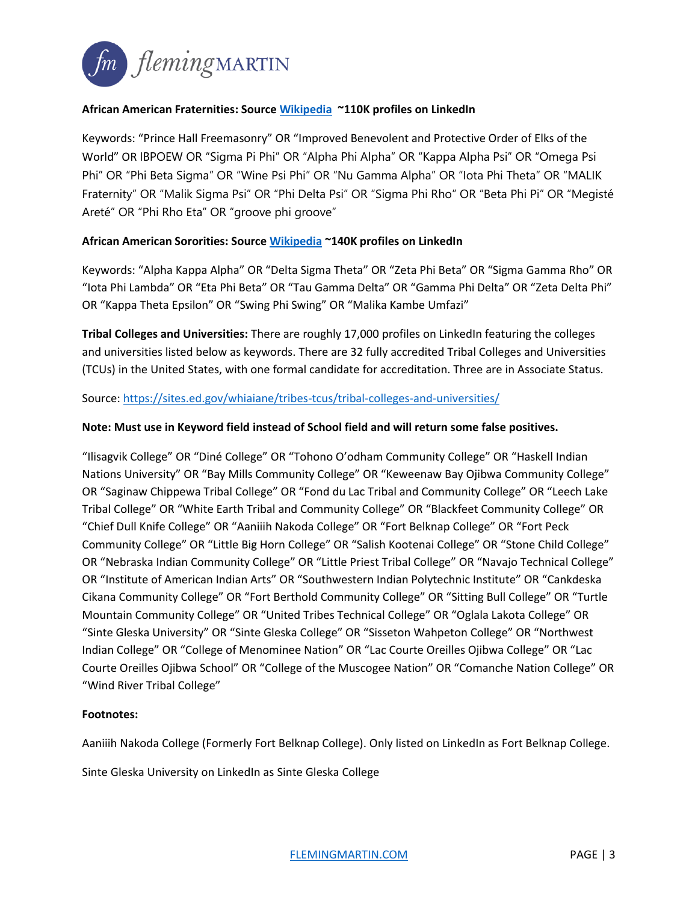**African American Fraternities: Source [Wikipedia](#) ~110K profiles on LinkedIn**

Keywords: "Prince Hall Freemasonry" OR "Improved Benevolent and Protective Order of Elks of the World" OR IBPOEW OR "Sigma Pi Phi" OR "Alpha Phi Alpha" OR "Kappa Alpha Psi" OR "Omega Psi Phi" OR "Phi Beta Sigma" OR "Wine Psi Phi" OR "Nu Gamma Alpha" OR "Iota Phi Theta" OR "MALIK Fraternity" OR "Malik Sigma Psi" OR "Phi Delta Psi" OR "Sigma Phi Rho" OR "Beta Phi Pi" OR "Megisté Areté" OR "Phi Rho Eta" OR "groove phi groove"

**African American Sororities: Source [Wikipedia](#) ~140K profiles on LinkedIn**

Keywords: "Alpha Kappa Alpha" OR "Delta Sigma Theta" OR "Zeta Phi Beta" OR "Sigma Gamma Rho" OR "Iota Phi Lambda" OR "Eta Phi Beta" OR "Tau Gamma Delta" OR "Gamma Phi Delta" OR "Zeta Delta Phi" OR "Kappa Theta Epsilon" OR "Swing Phi Swing" OR "Malika Kambe Umfazi"

**Tribal Colleges and Universities:** There are roughly 17,000 profiles on LinkedIn featuring the colleges and universities listed below as keywords. There are 32 fully accredited Tribal Colleges and Universities (TCUs) in the United States, with one formal candidate for accreditation. Three are in Associate Status.

Source: [https://sites.ed.gov/whiaiane/tribes-tcus/tribal-colleges-and-universities/](https://sites.ed.gov/whiaiane/tribes-tcus/tribal-colleges-and-universities/)

**Note: Must use in Keyword field instead of School field and will return some false positives.**

"Ilisagvik College" OR "Diné College" OR "Tohono O'odham Community College" OR "Haskell Indian Nations University" OR "Bay Mills Community College" OR "Keweenaw Bay Ojibwa Community College" OR "Saginaw Chippewa Tribal College" OR "Fond du Lac Tribal and Community College" OR "Leech Lake Tribal College" OR "White Earth Tribal and Community College" OR "Blackfeet Community College" OR "Chief Dull Knife College" OR "Aaniiih Nakoda College" OR "Fort Belknap College" OR "Fort Peck Community College" OR "Little Big Horn College" OR "Salish Kootenai College" OR "Stone Child College" OR "Nebraska Indian Community College" OR "Little Priest Tribal College" OR "Navajo Technical College" OR "Institute of American Indian Arts" OR "Southwestern Indian Polytechnic Institute" OR "Cankdeska Cikana Community College" OR "Fort Berthold Community College" OR "Sitting Bull College" OR "Turtle Mountain Community College" OR "United Tribes Technical College" OR "Oglala Lakota College" OR "Sinte Gleska University" OR "Sinte Gleska College" OR "Sisseton Wahpeton College" OR "Northwest Indian College" OR "College of Menominee Nation" OR "Lac Courte Oreilles Ojibwa College" OR "Lac Courte Oreilles Ojibwa School" OR "College of the Muscogee Nation" OR "Comanche Nation College" OR "Wind River Tribal College"

**Footnotes:**

Aaniiih Nakoda College (Formerly Fort Belknap College). Only listed on LinkedIn as Fort Belknap College.

Sinte Gleska University on LinkedIn as Sinte Gleska College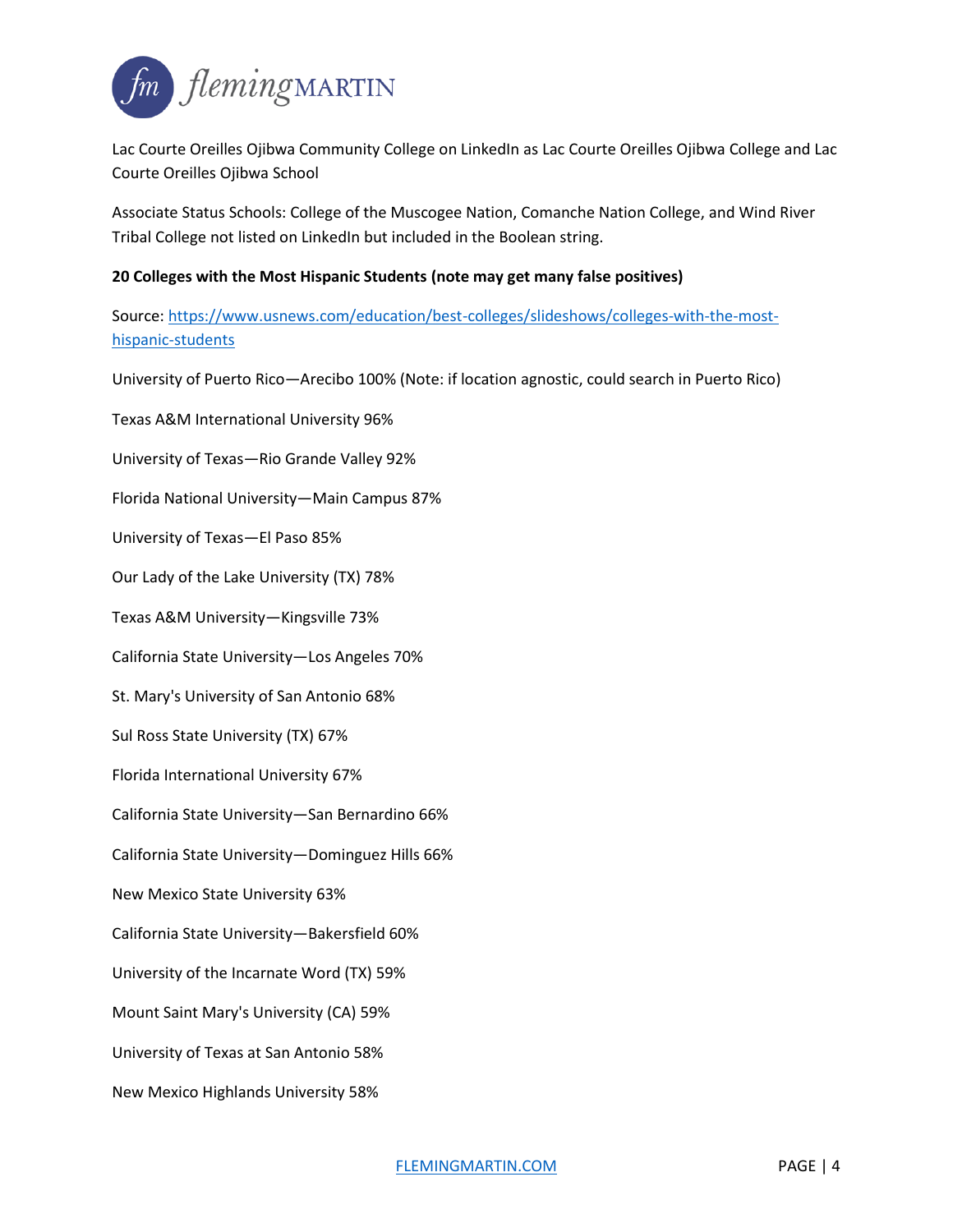Lac Courte Oreilles Ojibwa Community College on LinkedIn as Lac Courte Oreilles Ojibwa College and Lac Courte Oreilles Ojibwa School

Associate Status Schools: College of the Muscogee Nation, Comanche Nation College, and Wind River Tribal College not listed on LinkedIn but included in the Boolean string.

**20 Colleges with the Most Hispanic Students (note may get many false positives)**

Source: [https://www.usnews.com/education/best-colleges/slideshows/colleges-with-the-most-hispanic-students](https://www.usnews.com/education/best-colleges/slideshows/colleges-with-the-most-hispanic-students)

University of Puerto Rico—Arecibo 100% (Note: if location agnostic, could search in Puerto Rico)

Texas A&M International University 96%

University of Texas—Rio Grande Valley 92%

Florida National University—Main Campus 87%

University of Texas—El Paso 85%

Our Lady of the Lake University (TX) 78%

Texas A&M University—Kingsville 73%

California State University—Los Angeles 70%

St. Mary's University of San Antonio 68%

Sul Ross State University (TX) 67%

Florida International University 67%

California State University—San Bernardino 66%

California State University—Dominguez Hills 66%

New Mexico State University 63%

California State University—Bakersfield 60%

University of the Incarnate Word (TX) 59%

Mount Saint Mary's University (CA) 59%

University of Texas at San Antonio 58%

New Mexico Highlands University 58%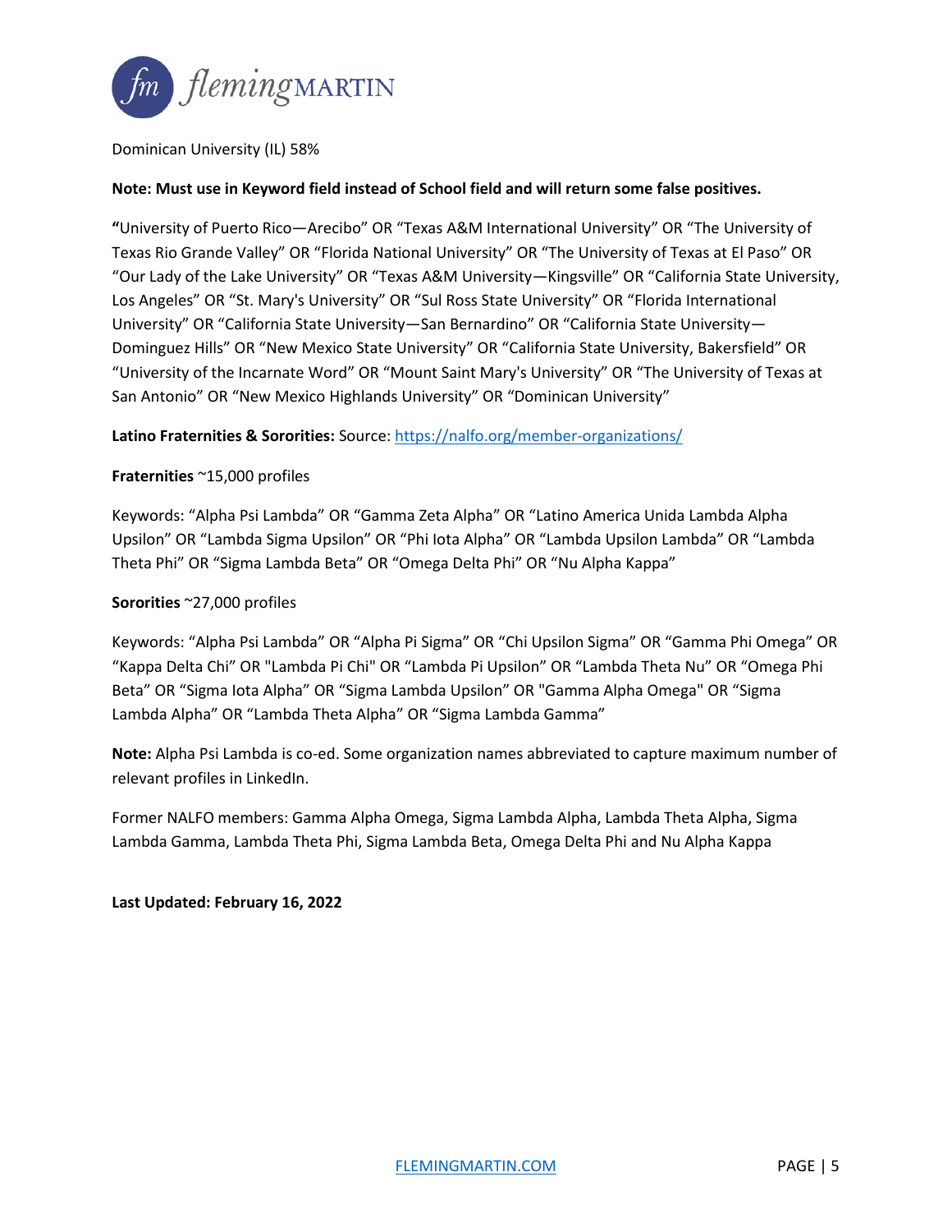Dominican University (IL) 58%

**Note: Must use in Keyword field instead of School field and will return some false positives.**

**"**University of Puerto Rico—Arecibo" OR "Texas A&M International University" OR "The University of Texas Rio Grande Valley" OR "Florida National University" OR "The University of Texas at El Paso" OR "Our Lady of the Lake University" OR "Texas A&M University—Kingsville" OR "California State University, Los Angeles" OR "St. Mary's University" OR "Sul Ross State University" OR "Florida International University" OR "California State University—San Bernardino" OR "California State University—Dominguez Hills" OR "New Mexico State University" OR "California State University, Bakersfield" OR "University of the Incarnate Word" OR "Mount Saint Mary's University" OR "The University of Texas at San Antonio" OR "New Mexico Highlands University" OR "Dominican University"

**Latino Fraternities & Sororities:** Source: https://nalfo.org/member-organizations/

**Fraternities** ~15,000 profiles

Keywords: "Alpha Psi Lambda" OR "Gamma Zeta Alpha" OR "Latino America Unida Lambda Alpha Upsilon" OR "Lambda Sigma Upsilon" OR "Phi Iota Alpha" OR "Lambda Upsilon Lambda" OR "Lambda Theta Phi" OR "Sigma Lambda Beta" OR "Omega Delta Phi" OR "Nu Alpha Kappa"

**Sororities** ~27,000 profiles

Keywords: "Alpha Psi Lambda" OR "Alpha Pi Sigma" OR "Chi Upsilon Sigma" OR "Gamma Phi Omega" OR "Kappa Delta Chi" OR "Lambda Pi Chi" OR "Lambda Pi Upsilon" OR "Lambda Theta Nu" OR "Omega Phi Beta" OR "Sigma Iota Alpha" OR "Sigma Lambda Upsilon" OR "Gamma Alpha Omega" OR "Sigma Lambda Alpha" OR "Lambda Theta Alpha" OR "Sigma Lambda Gamma"

**Note:** Alpha Psi Lambda is co-ed. Some organization names abbreviated to capture maximum number of relevant profiles in LinkedIn.

Former NALFO members: Gamma Alpha Omega, Sigma Lambda Alpha, Lambda Theta Alpha, Sigma Lambda Gamma, Lambda Theta Phi, Sigma Lambda Beta, Omega Delta Phi and Nu Alpha Kappa

**Last Updated: February 16, 2022**